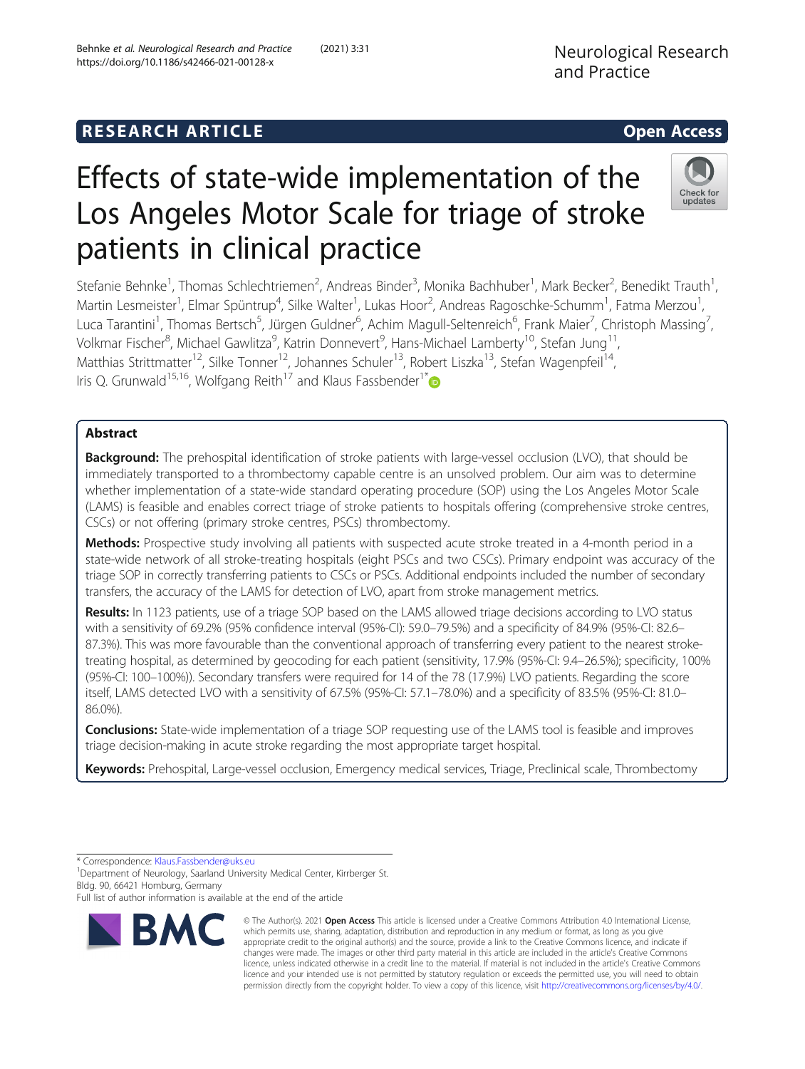RESEARCH ARTICLE

Open Access

# Effects of state-wide implementation of the Los Angeles Motor Scale for triage of stroke patients in clinical practice

Stefanie Behnke[1], Thomas Schlechtriemen[2], Andreas Binder[3], Monika Bachhuber[1], Mark Becker[2], Benedikt Trauth[1], Martin Lesmeister[1], Elmar Spüntrup[4], Silke Walter[1], Lukas Hoor[2], Andreas Ragoschke-Schumm[1], Fatma Merzou[1], Luca Tarantini[1], Thomas Bertsch[5], Jürgen Guldner[6], Achim Magull-Seltenreich[6], Frank Maier[7], Christoph Massing[7], Volkmar Fischer[8], Michael Gawlitza[9], Katrin Donnevert[9], Hans-Michael Lamberty[10], Stefan Jung[11], Matthias Strittmatter[12], Silke Tonner[12], Johannes Schuler[13], Robert Liszka[13], Stefan Wagenpfeil[14], Iris Q. Grunwald[15,16], Wolfgang Reith[17] and Klaus Fassbender[1*]

## Abstract

**Background:** The prehospital identification of stroke patients with large-vessel occlusion (LVO), that should be immediately transported to a thrombectomy capable centre is an unsolved problem. Our aim was to determine whether implementation of a state-wide standard operating procedure (SOP) using the Los Angeles Motor Scale (LAMS) is feasible and enables correct triage of stroke patients to hospitals offering (comprehensive stroke centres, CSCs) or not offering (primary stroke centres, PSCs) thrombectomy.

**Methods:** Prospective study involving all patients with suspected acute stroke treated in a 4-month period in a state-wide network of all stroke-treating hospitals (eight PSCs and two CSCs). Primary endpoint was accuracy of the triage SOP in correctly transferring patients to CSCs or PSCs. Additional endpoints included the number of secondary transfers, the accuracy of the LAMS for detection of LVO, apart from stroke management metrics.

**Results:** In 1123 patients, use of a triage SOP based on the LAMS allowed triage decisions according to LVO status with a sensitivity of 69.2% (95% confidence interval (95%-CI): 59.0–79.5%) and a specificity of 84.9% (95%-CI: 82.6–87.3%). This was more favourable than the conventional approach of transferring every patient to the nearest stroke-treating hospital, as determined by geocoding for each patient (sensitivity, 17.9% (95%-CI: 9.4–26.5%); specificity, 100% (95%-CI: 100–100%)). Secondary transfers were required for 14 of the 78 (17.9%) LVO patients. Regarding the score itself, LAMS detected LVO with a sensitivity of 67.5% (95%-CI: 57.1–78.0%) and a specificity of 83.5% (95%-CI: 81.0–86.0%).

**Conclusions:** State-wide implementation of a triage SOP requesting use of the LAMS tool is feasible and improves triage decision-making in acute stroke regarding the most appropriate target hospital.

**Keywords:** Prehospital, Large-vessel occlusion, Emergency medical services, Triage, Preclinical scale, Thrombectomy

* Correspondence: Klaus.Fassbender@uks.eu
[1]Department of Neurology, Saarland University Medical Center, Kirrberger St. Bldg. 90, 66421 Homburg, Germany
Full list of author information is available at the end of the article

© The Author(s). 2021 **Open Access** This article is licensed under a Creative Commons Attribution 4.0 International License, which permits use, sharing, adaptation, distribution and reproduction in any medium or format, as long as you give appropriate credit to the original author(s) and the source, provide a link to the Creative Commons licence, and indicate if changes were made. The images or other third party material in this article are included in the article's Creative Commons licence, unless indicated otherwise in a credit line to the material. If material is not included in the article's Creative Commons licence and your intended use is not permitted by statutory regulation or exceeds the permitted use, you will need to obtain permission directly from the copyright holder. To view a copy of this licence, visit http://creativecommons.org/licenses/by/4.0/.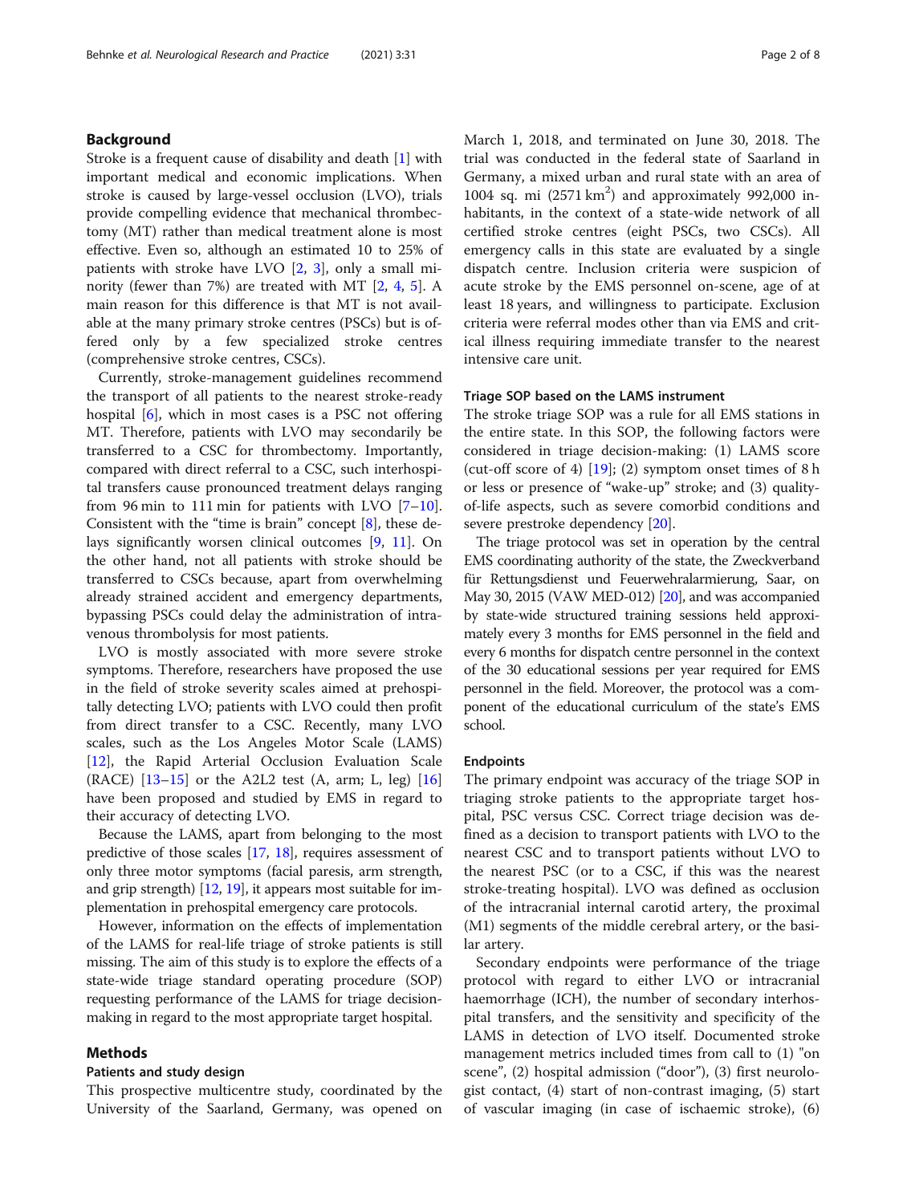## Background

Stroke is a frequent cause of disability and death [1] with important medical and economic implications. When stroke is caused by large-vessel occlusion (LVO), trials provide compelling evidence that mechanical thrombectomy (MT) rather than medical treatment alone is most effective. Even so, although an estimated 10 to 25% of patients with stroke have LVO [2, 3], only a small minority (fewer than 7%) are treated with MT [2, 4, 5]. A main reason for this difference is that MT is not available at the many primary stroke centres (PSCs) but is offered only by a few specialized stroke centres (comprehensive stroke centres, CSCs).

Currently, stroke-management guidelines recommend the transport of all patients to the nearest stroke-ready hospital [6], which in most cases is a PSC not offering MT. Therefore, patients with LVO may secondarily be transferred to a CSC for thrombectomy. Importantly, compared with direct referral to a CSC, such interhospital transfers cause pronounced treatment delays ranging from 96 min to 111 min for patients with LVO [7–10]. Consistent with the "time is brain" concept [8], these delays significantly worsen clinical outcomes [9, 11]. On the other hand, not all patients with stroke should be transferred to CSCs because, apart from overwhelming already strained accident and emergency departments, bypassing PSCs could delay the administration of intravenous thrombolysis for most patients.

LVO is mostly associated with more severe stroke symptoms. Therefore, researchers have proposed the use in the field of stroke severity scales aimed at prehospitally detecting LVO; patients with LVO could then profit from direct transfer to a CSC. Recently, many LVO scales, such as the Los Angeles Motor Scale (LAMS) [12], the Rapid Arterial Occlusion Evaluation Scale (RACE) [13–15] or the A2L2 test (A, arm; L, leg) [16] have been proposed and studied by EMS in regard to their accuracy of detecting LVO.

Because the LAMS, apart from belonging to the most predictive of those scales [17, 18], requires assessment of only three motor symptoms (facial paresis, arm strength, and grip strength) [12, 19], it appears most suitable for implementation in prehospital emergency care protocols.

However, information on the effects of implementation of the LAMS for real-life triage of stroke patients is still missing. The aim of this study is to explore the effects of a state-wide triage standard operating procedure (SOP) requesting performance of the LAMS for triage decision-making in regard to the most appropriate target hospital.

## Methods

### Patients and study design

This prospective multicentre study, coordinated by the University of the Saarland, Germany, was opened on March 1, 2018, and terminated on June 30, 2018. The trial was conducted in the federal state of Saarland in Germany, a mixed urban and rural state with an area of 1004 sq. mi (2571 km$^2$) and approximately 992,000 inhabitants, in the context of a state-wide network of all certified stroke centres (eight PSCs, two CSCs). All emergency calls in this state are evaluated by a single dispatch centre. Inclusion criteria were suspicion of acute stroke by the EMS personnel on-scene, age of at least 18 years, and willingness to participate. Exclusion criteria were referral modes other than via EMS and critical illness requiring immediate transfer to the nearest intensive care unit.

### Triage SOP based on the LAMS instrument

The stroke triage SOP was a rule for all EMS stations in the entire state. In this SOP, the following factors were considered in triage decision-making: (1) LAMS score (cut-off score of 4) [19]; (2) symptom onset times of 8 h or less or presence of "wake-up" stroke; and (3) quality-of-life aspects, such as severe comorbid conditions and severe prestroke dependency [20].

The triage protocol was set in operation by the central EMS coordinating authority of the state, the Zweckverband für Rettungsdienst und Feuerwehralarmierung, Saar, on May 30, 2015 (VAW MED-012) [20], and was accompanied by state-wide structured training sessions held approximately every 3 months for EMS personnel in the field and every 6 months for dispatch centre personnel in the context of the 30 educational sessions per year required for EMS personnel in the field. Moreover, the protocol was a component of the educational curriculum of the state's EMS school.

### Endpoints

The primary endpoint was accuracy of the triage SOP in triaging stroke patients to the appropriate target hospital, PSC versus CSC. Correct triage decision was defined as a decision to transport patients with LVO to the nearest CSC and to transport patients without LVO to the nearest PSC (or to a CSC, if this was the nearest stroke-treating hospital). LVO was defined as occlusion of the intracranial internal carotid artery, the proximal (M1) segments of the middle cerebral artery, or the basilar artery.

Secondary endpoints were performance of the triage protocol with regard to either LVO or intracranial haemorrhage (ICH), the number of secondary interhospital transfers, and the sensitivity and specificity of the LAMS in detection of LVO itself. Documented stroke management metrics included times from call to (1) "on scene", (2) hospital admission ("door"), (3) first neurologist contact, (4) start of non-contrast imaging, (5) start of vascular imaging (in case of ischaemic stroke), (6)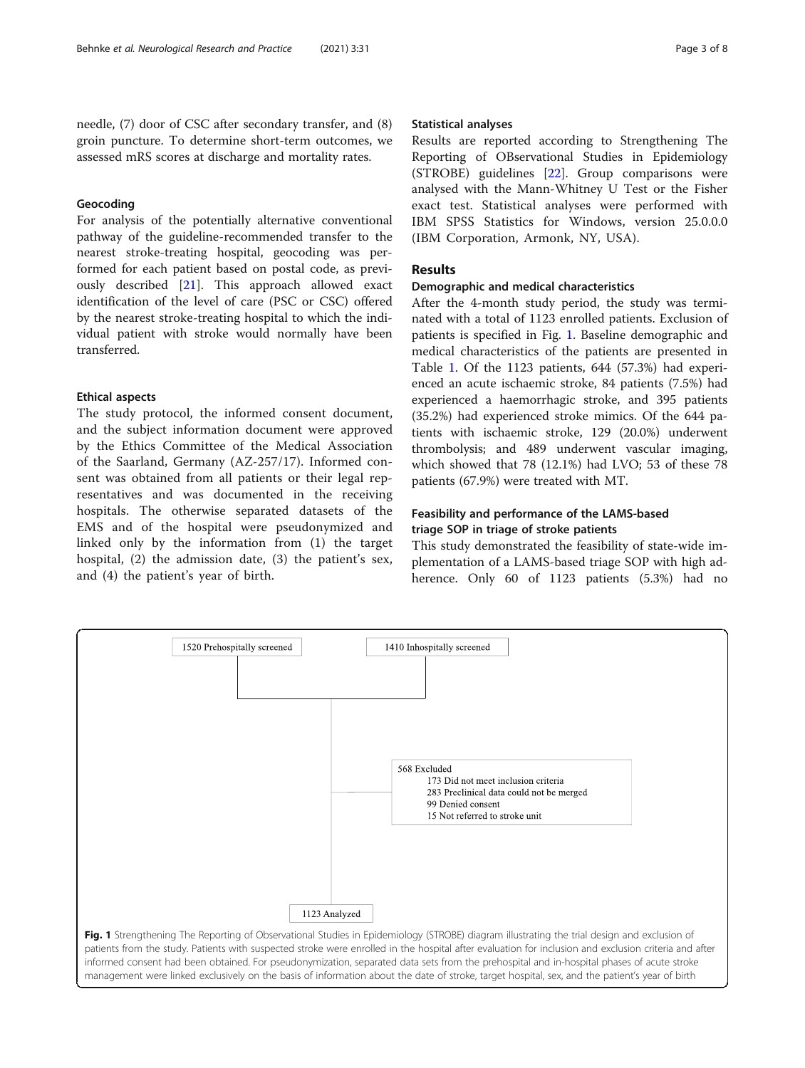needle, (7) door of CSC after secondary transfer, and (8) groin puncture. To determine short-term outcomes, we assessed mRS scores at discharge and mortality rates.

### Geocoding

For analysis of the potentially alternative conventional pathway of the guideline-recommended transfer to the nearest stroke-treating hospital, geocoding was performed for each patient based on postal code, as previously described [21]. This approach allowed exact identification of the level of care (PSC or CSC) offered by the nearest stroke-treating hospital to which the individual patient with stroke would normally have been transferred.

### Ethical aspects

The study protocol, the informed consent document, and the subject information document were approved by the Ethics Committee of the Medical Association of the Saarland, Germany (AZ-257/17). Informed consent was obtained from all patients or their legal representatives and was documented in the receiving hospitals. The otherwise separated datasets of the EMS and of the hospital were pseudonymized and linked only by the information from (1) the target hospital, (2) the admission date, (3) the patient's sex, and (4) the patient's year of birth.

### Statistical analyses

Results are reported according to Strengthening The Reporting of OBservational Studies in Epidemiology (STROBE) guidelines [22]. Group comparisons were analysed with the Mann-Whitney U Test or the Fisher exact test. Statistical analyses were performed with IBM SPSS Statistics for Windows, version 25.0.0.0 (IBM Corporation, Armonk, NY, USA).

## Results

### Demographic and medical characteristics

After the 4-month study period, the study was terminated with a total of 1123 enrolled patients. Exclusion of patients is specified in Fig. 1. Baseline demographic and medical characteristics of the patients are presented in Table 1. Of the 1123 patients, 644 (57.3%) had experienced an acute ischaemic stroke, 84 patients (7.5%) had experienced a haemorrhagic stroke, and 395 patients (35.2%) had experienced stroke mimics. Of the 644 patients with ischaemic stroke, 129 (20.0%) underwent thrombolysis; and 489 underwent vascular imaging, which showed that 78 (12.1%) had LVO; 53 of these 78 patients (67.9%) were treated with MT.

### Feasibility and performance of the LAMS-based triage SOP in triage of stroke patients

This study demonstrated the feasibility of state-wide implementation of a LAMS-based triage SOP with high adherence. Only 60 of 1123 patients (5.3%) had no

1520 Prehospitally screened

1410 Inhospitally screened

568 Excluded
- 173 Did not meet inclusion criteria
- 283 Preclinical data could not be merged
- 99 Denied consent
- 15 Not referred to stroke unit

1123 Analyzed

**Fig. 1** Strengthening The Reporting of Observational Studies in Epidemiology (STROBE) diagram illustrating the trial design and exclusion of patients from the study. Patients with suspected stroke were enrolled in the hospital after evaluation for inclusion and exclusion criteria and after informed consent had been obtained. For pseudonymization, separated data sets from the prehospital and in-hospital phases of acute stroke management were linked exclusively on the basis of information about the date of stroke, target hospital, sex, and the patient's year of birth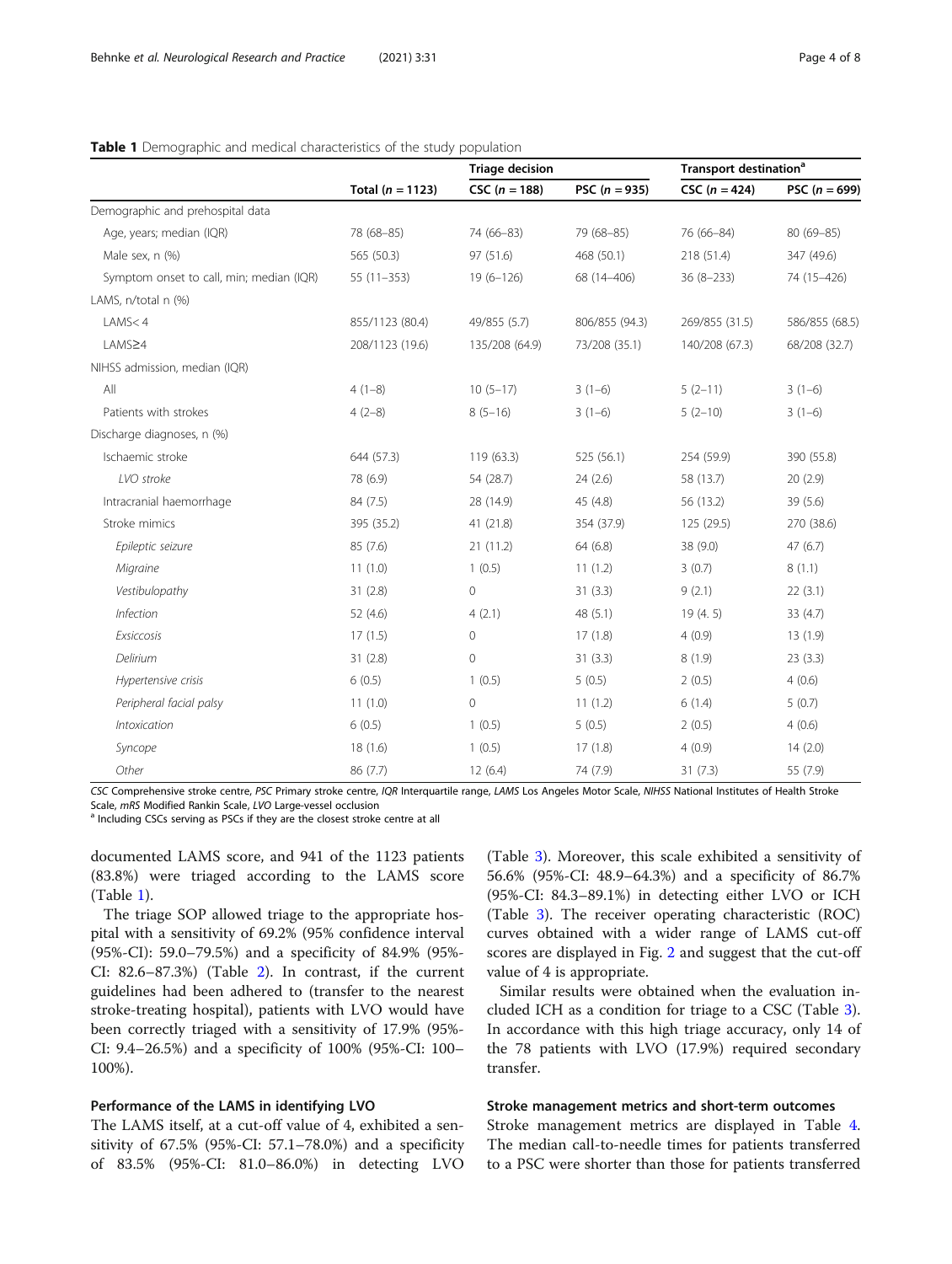**Table 1** Demographic and medical characteristics of the study population

| | Total (n = 1123) | Triage decision | | Transport destination[a] | |
|---|---|---|---|---|---|
| | | CSC (n = 188) | PSC (n = 935) | CSC (n = 424) | PSC (n = 699) |
| Demographic and prehospital data | | | | | |
| Age, years; median (IQR) | 78 (68–85) | 74 (66–83) | 79 (68–85) | 76 (66–84) | 80 (69–85) |
| Male sex, n (%) | 565 (50.3) | 97 (51.6) | 468 (50.1) | 218 (51.4) | 347 (49.6) |
| Symptom onset to call, min; median (IQR) | 55 (11–353) | 19 (6–126) | 68 (14–406) | 36 (8–233) | 74 (15–426) |
| LAMS, n/total n (%) | | | | | |
| LAMS< 4 | 855/1123 (80.4) | 49/855 (5.7) | 806/855 (94.3) | 269/855 (31.5) | 586/855 (68.5) |
| LAMS≥4 | 208/1123 (19.6) | 135/208 (64.9) | 73/208 (35.1) | 140/208 (67.3) | 68/208 (32.7) |
| NIHSS admission, median (IQR) | | | | | |
| All | 4 (1–8) | 10 (5–17) | 3 (1–6) | 5 (2–11) | 3 (1–6) |
| Patients with strokes | 4 (2–8) | 8 (5–16) | 3 (1–6) | 5 (2–10) | 3 (1–6) |
| Discharge diagnoses, n (%) | | | | | |
| Ischaemic stroke | 644 (57.3) | 119 (63.3) | 525 (56.1) | 254 (59.9) | 390 (55.8) |
| *LVO stroke* | 78 (6.9) | 54 (28.7) | 24 (2.6) | 58 (13.7) | 20 (2.9) |
| Intracranial haemorrhage | 84 (7.5) | 28 (14.9) | 45 (4.8) | 56 (13.2) | 39 (5.6) |
| Stroke mimics | 395 (35.2) | 41 (21.8) | 354 (37.9) | 125 (29.5) | 270 (38.6) |
| *Epileptic seizure* | 85 (7.6) | 21 (11.2) | 64 (6.8) | 38 (9.0) | 47 (6.7) |
| *Migraine* | 11 (1.0) | 1 (0.5) | 11 (1.2) | 3 (0.7) | 8 (1.1) |
| *Vestibulopathy* | 31 (2.8) | 0 | 31 (3.3) | 9 (2.1) | 22 (3.1) |
| *Infection* | 52 (4.6) | 4 (2.1) | 48 (5.1) | 19 (4. 5) | 33 (4.7) |
| *Exsiccosis* | 17 (1.5) | 0 | 17 (1.8) | 4 (0.9) | 13 (1.9) |
| *Delirium* | 31 (2.8) | 0 | 31 (3.3) | 8 (1.9) | 23 (3.3) |
| *Hypertensive crisis* | 6 (0.5) | 1 (0.5) | 5 (0.5) | 2 (0.5) | 4 (0.6) |
| *Peripheral facial palsy* | 11 (1.0) | 0 | 11 (1.2) | 6 (1.4) | 5 (0.7) |
| *Intoxication* | 6 (0.5) | 1 (0.5) | 5 (0.5) | 2 (0.5) | 4 (0.6) |
| *Syncope* | 18 (1.6) | 1 (0.5) | 17 (1.8) | 4 (0.9) | 14 (2.0) |
| *Other* | 86 (7.7) | 12 (6.4) | 74 (7.9) | 31 (7.3) | 55 (7.9) |

*CSC* Comprehensive stroke centre, *PSC* Primary stroke centre, *IQR* Interquartile range, *LAMS* Los Angeles Motor Scale, *NIHSS* National Institutes of Health Stroke Scale, *mRS* Modified Rankin Scale, *LVO* Large-vessel occlusion
[a] Including CSCs serving as PSCs if they are the closest stroke centre at all

documented LAMS score, and 941 of the 1123 patients (83.8%) were triaged according to the LAMS score (Table 1).

The triage SOP allowed triage to the appropriate hospital with a sensitivity of 69.2% (95% confidence interval (95%-CI): 59.0–79.5%) and a specificity of 84.9% (95%-CI: 82.6–87.3%) (Table 2). In contrast, if the current guidelines had been adhered to (transfer to the nearest stroke-treating hospital), patients with LVO would have been correctly triaged with a sensitivity of 17.9% (95%-CI: 9.4–26.5%) and a specificity of 100% (95%-CI: 100–100%).

### Performance of the LAMS in identifying LVO

The LAMS itself, at a cut-off value of 4, exhibited a sensitivity of 67.5% (95%-CI: 57.1–78.0%) and a specificity of 83.5% (95%-CI: 81.0–86.0%) in detecting LVO (Table 3). Moreover, this scale exhibited a sensitivity of 56.6% (95%-CI: 48.9–64.3%) and a specificity of 86.7% (95%-CI: 84.3–89.1%) in detecting either LVO or ICH (Table 3). The receiver operating characteristic (ROC) curves obtained with a wider range of LAMS cut-off scores are displayed in Fig. 2 and suggest that the cut-off value of 4 is appropriate.

Similar results were obtained when the evaluation included ICH as a condition for triage to a CSC (Table 3). In accordance with this high triage accuracy, only 14 of the 78 patients with LVO (17.9%) required secondary transfer.

### Stroke management metrics and short-term outcomes

Stroke management metrics are displayed in Table 4. The median call-to-needle times for patients transferred to a PSC were shorter than those for patients transferred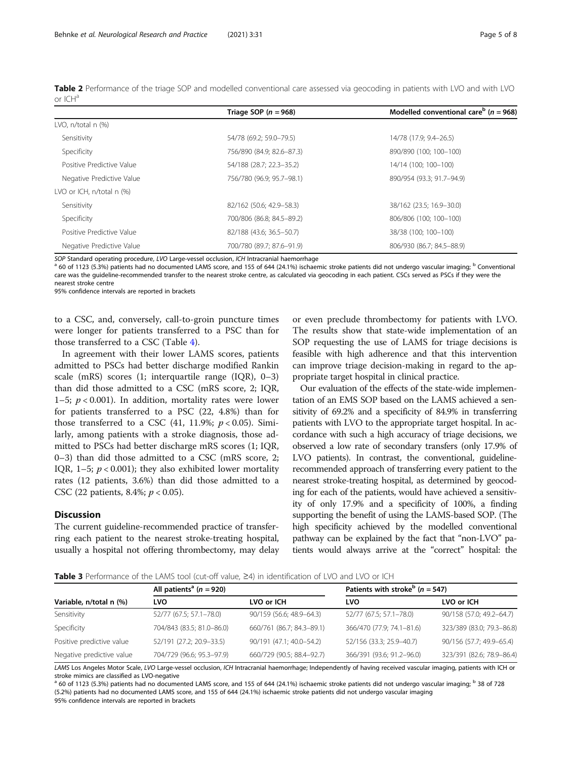**Table 2** Performance of the triage SOP and modelled conventional care assessed via geocoding in patients with LVO and with LVO or ICH[a]

| | Triage SOP (n = 968) | Modelled conventional care[b] (n = 968) |
|---|---|---|
| LVO, n/total n (%) | | |
| Sensitivity | 54/78 (69.2; 59.0–79.5) | 14/78 (17.9; 9.4–26.5) |
| Specificity | 756/890 (84.9; 82.6–87.3) | 890/890 (100; 100–100) |
| Positive Predictive Value | 54/188 (28.7; 22.3–35.2) | 14/14 (100; 100–100) |
| Negative Predictive Value | 756/780 (96.9; 95.7–98.1) | 890/954 (93.3; 91.7–94.9) |
| LVO or ICH, n/total n (%) | | |
| Sensitivity | 82/162 (50.6; 42.9–58.3) | 38/162 (23.5; 16.9–30.0) |
| Specificity | 700/806 (86.8; 84.5–89.2) | 806/806 (100; 100–100) |
| Positive Predictive Value | 82/188 (43.6; 36.5–50.7) | 38/38 (100; 100–100) |
| Negative Predictive Value | 700/780 (89.7; 87.6–91.9) | 806/930 (86.7; 84.5–88.9) |

*SOP* Standard operating procedure, *LVO* Large-vessel occlusion, *ICH* Intracranial haemorrhage
[a] 60 of 1123 (5.3%) patients had no documented LAMS score, and 155 of 644 (24.1%) ischaemic stroke patients did not undergo vascular imaging; [b] Conventional care was the guideline-recommended transfer to the nearest stroke centre, as calculated via geocoding in each patient. CSCs served as PSCs if they were the nearest stroke centre
95% confidence intervals are reported in brackets

to a CSC, and, conversely, call-to-groin puncture times were longer for patients transferred to a PSC than for those transferred to a CSC (Table 4).

In agreement with their lower LAMS scores, patients admitted to PSCs had better discharge modified Rankin scale (mRS) scores (1; interquartile range (IQR), 0–3) than did those admitted to a CSC (mRS score, 2; IQR, 1–5; $p < 0.001$). In addition, mortality rates were lower for patients transferred to a PSC (22, 4.8%) than for those transferred to a CSC (41, 11.9%; $p < 0.05$). Similarly, among patients with a stroke diagnosis, those admitted to PSCs had better discharge mRS scores (1; IQR, 0–3) than did those admitted to a CSC (mRS score, 2; IQR, 1–5; $p < 0.001$); they also exhibited lower mortality rates (12 patients, 3.6%) than did those admitted to a CSC (22 patients, 8.4%; $p < 0.05$).

## Discussion

The current guideline-recommended practice of transferring each patient to the nearest stroke-treating hospital, usually a hospital not offering thrombectomy, may delay or even preclude thrombectomy for patients with LVO. The results show that state-wide implementation of an SOP requesting the use of LAMS for triage decisions is feasible with high adherence and that this intervention can improve triage decision-making in regard to the appropriate target hospital in clinical practice.

Our evaluation of the effects of the state-wide implementation of an EMS SOP based on the LAMS achieved a sensitivity of 69.2% and a specificity of 84.9% in transferring patients with LVO to the appropriate target hospital. In accordance with such a high accuracy of triage decisions, we observed a low rate of secondary transfers (only 17.9% of LVO patients). In contrast, the conventional, guideline-recommended approach of transferring every patient to the nearest stroke-treating hospital, as determined by geocoding for each of the patients, would have achieved a sensitivity of only 17.9% and a specificity of 100%, a finding supporting the benefit of using the LAMS-based SOP. (The high specificity achieved by the modelled conventional pathway can be explained by the fact that "non-LVO" patients would always arrive at the "correct" hospital: the

**Table 3** Performance of the LAMS tool (cut-off value, ≥4) in identification of LVO and LVO or ICH

| Variable, n/total n (%) | All patients[a] (n = 920) | | Patients with stroke[b] (n = 547) | |
|---|---|---|---|---|
| | LVO | LVO or ICH | LVO | LVO or ICH |
| Sensitivity | 52/77 (67.5; 57.1–78.0) | 90/159 (56.6; 48.9–64.3) | 52/77 (67.5; 57.1–78.0) | 90/158 (57.0; 49.2–64.7) |
| Specificity | 704/843 (83.5; 81.0–86.0) | 660/761 (86.7; 84.3–89.1) | 366/470 (77.9; 74.1–81.6) | 323/389 (83.0; 79.3–86.8) |
| Positive predictive value | 52/191 (27.2; 20.9–33.5) | 90/191 (47.1; 40.0–54.2) | 52/156 (33.3; 25.9–40.7) | 90/156 (57.7; 49.9–65.4) |
| Negative predictive value | 704/729 (96.6; 95.3–97.9) | 660/729 (90.5; 88.4–92.7) | 366/391 (93.6; 91.2–96.0) | 323/391 (82.6; 78.9–86.4) |

*LAMS* Los Angeles Motor Scale, *LVO* Large-vessel occlusion, *ICH* Intracranial haemorrhage; Independently of having received vascular imaging, patients with ICH or stroke mimics are classified as LVO-negative
[a] 60 of 1123 (5.3%) patients had no documented LAMS score, and 155 of 644 (24.1%) ischaemic stroke patients did not undergo vascular imaging; [b] 38 of 728 (5.2%) patients had no documented LAMS score, and 155 of 644 (24.1%) ischaemic stroke patients did not undergo vascular imaging
95% confidence intervals are reported in brackets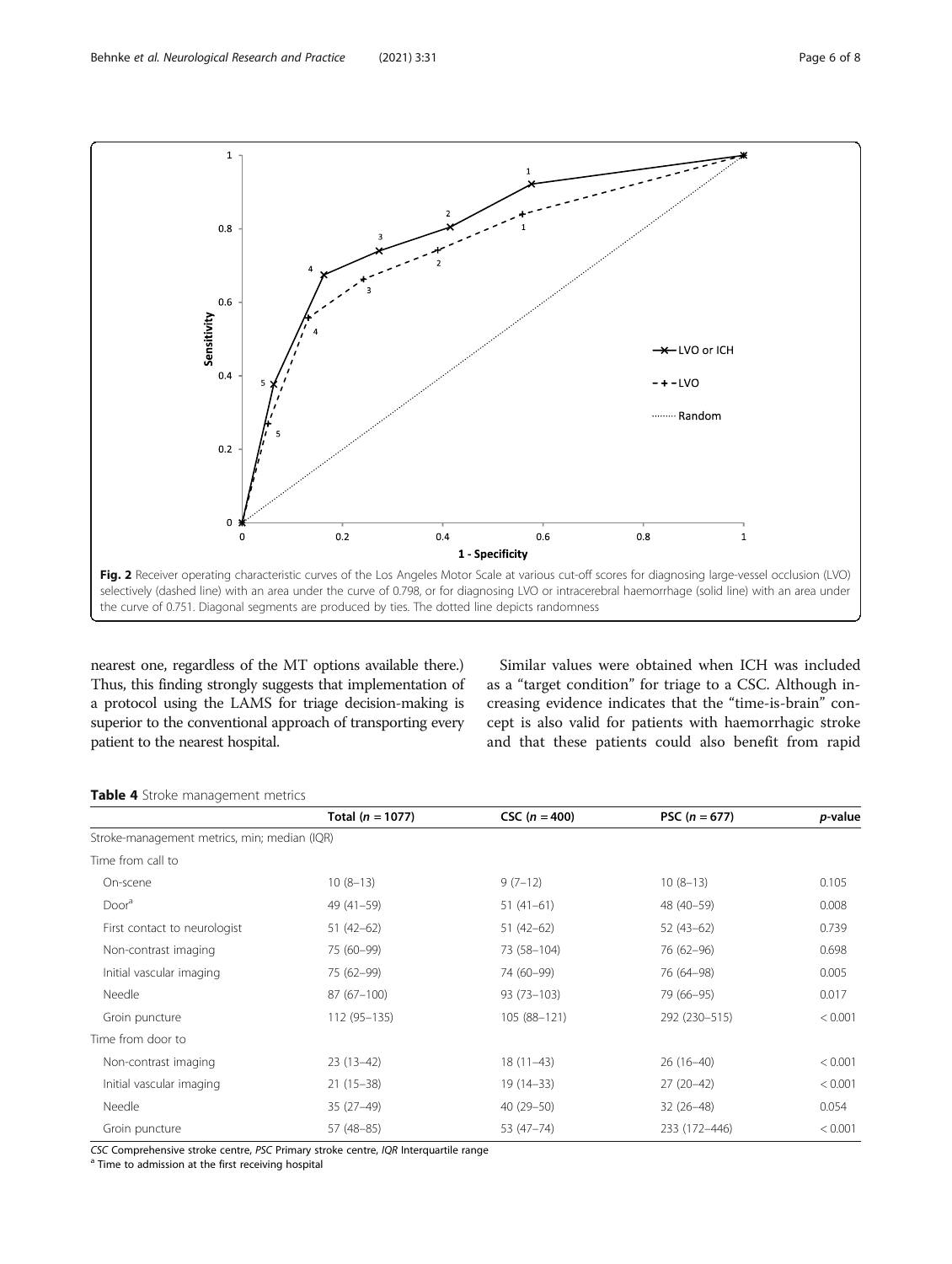Fig. 2 Receiver operating characteristic curves of the Los Angeles Motor Scale at various cut-off scores for diagnosing large-vessel occlusion (LVO) selectively (dashed line) with an area under the curve of 0.798, or for diagnosing LVO or intracerebral haemorrhage (solid line) with an area under the curve of 0.751. Diagonal segments are produced by ties. The dotted line depicts randomness

nearest one, regardless of the MT options available there.) Thus, this finding strongly suggests that implementation of a protocol using the LAMS for triage decision-making is superior to the conventional approach of transporting every patient to the nearest hospital.

Similar values were obtained when ICH was included as a "target condition" for triage to a CSC. Although increasing evidence indicates that the "time-is-brain" concept is also valid for patients with haemorrhagic stroke and that these patients could also benefit from rapid

**Table 4** Stroke management metrics

| | Total ($n$ = 1077) | CSC ($n$ = 400) | PSC ($n$ = 677) | $p$-value |
|---|---|---|---|---|
| Stroke-management metrics, min; median (IQR) | | | | |
| Time from call to | | | | |
| On-scene | 10 (8–13) | 9 (7–12) | 10 (8–13) | 0.105 |
| Door[a] | 49 (41–59) | 51 (41–61) | 48 (40–59) | 0.008 |
| First contact to neurologist | 51 (42–62) | 51 (42–62) | 52 (43–62) | 0.739 |
| Non-contrast imaging | 75 (60–99) | 73 (58–104) | 76 (62–96) | 0.698 |
| Initial vascular imaging | 75 (62–99) | 74 (60–99) | 76 (64–98) | 0.005 |
| Needle | 87 (67–100) | 93 (73–103) | 79 (66–95) | 0.017 |
| Groin puncture | 112 (95–135) | 105 (88–121) | 292 (230–515) | < 0.001 |
| Time from door to | | | | |
| Non-contrast imaging | 23 (13–42) | 18 (11–43) | 26 (16–40) | < 0.001 |
| Initial vascular imaging | 21 (15–38) | 19 (14–33) | 27 (20–42) | < 0.001 |
| Needle | 35 (27–49) | 40 (29–50) | 32 (26–48) | 0.054 |
| Groin puncture | 57 (48–85) | 53 (47–74) | 233 (172–446) | < 0.001 |

*CSC* Comprehensive stroke centre, *PSC* Primary stroke centre, *IQR* Interquartile range
[a] Time to admission at the first receiving hospital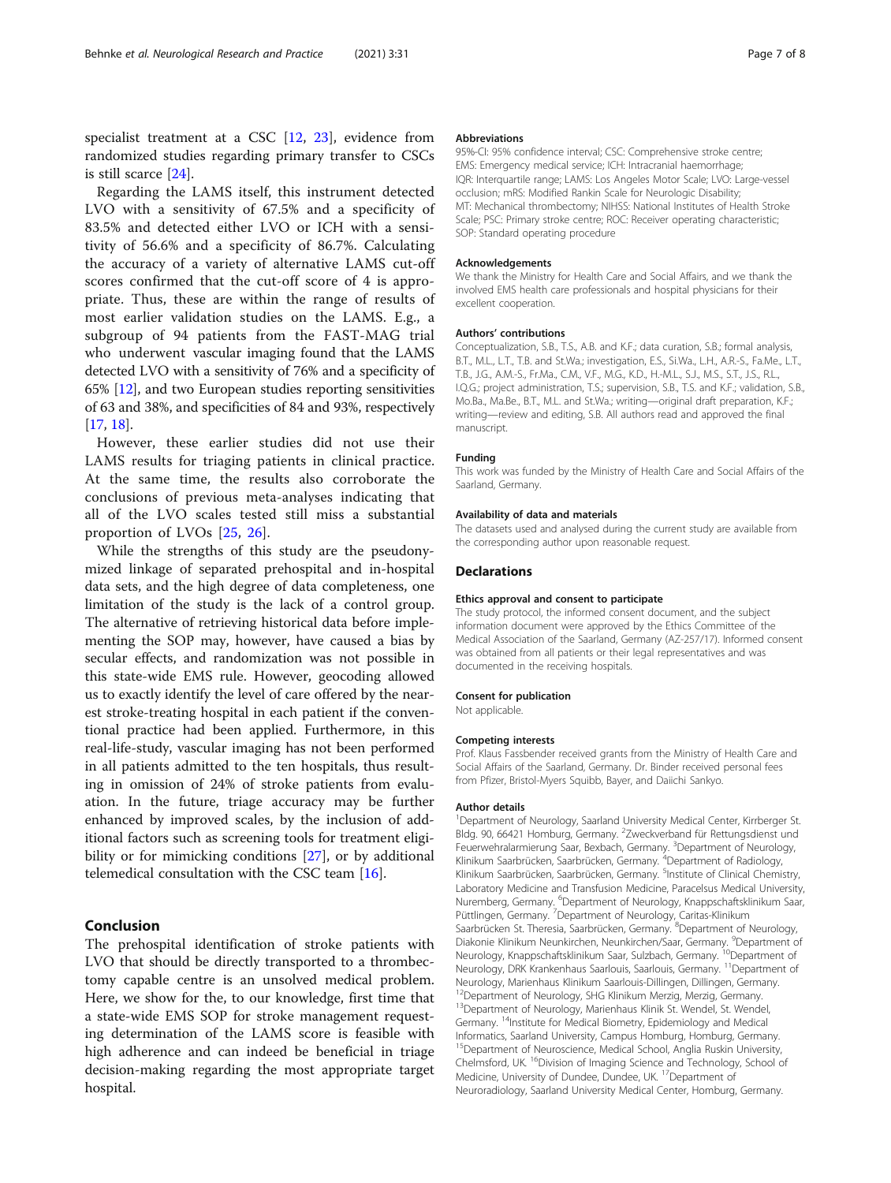specialist treatment at a CSC [12, 23], evidence from randomized studies regarding primary transfer to CSCs is still scarce [24].

Regarding the LAMS itself, this instrument detected LVO with a sensitivity of 67.5% and a specificity of 83.5% and detected either LVO or ICH with a sensitivity of 56.6% and a specificity of 86.7%. Calculating the accuracy of a variety of alternative LAMS cut-off scores confirmed that the cut-off score of 4 is appropriate. Thus, these are within the range of results of most earlier validation studies on the LAMS. E.g., a subgroup of 94 patients from the FAST-MAG trial who underwent vascular imaging found that the LAMS detected LVO with a sensitivity of 76% and a specificity of 65% [12], and two European studies reporting sensitivities of 63 and 38%, and specificities of 84 and 93%, respectively [17, 18].

However, these earlier studies did not use their LAMS results for triaging patients in clinical practice. At the same time, the results also corroborate the conclusions of previous meta-analyses indicating that all of the LVO scales tested still miss a substantial proportion of LVOs [25, 26].

While the strengths of this study are the pseudonymized linkage of separated prehospital and in-hospital data sets, and the high degree of data completeness, one limitation of the study is the lack of a control group. The alternative of retrieving historical data before implementing the SOP may, however, have caused a bias by secular effects, and randomization was not possible in this state-wide EMS rule. However, geocoding allowed us to exactly identify the level of care offered by the nearest stroke-treating hospital in each patient if the conventional practice had been applied. Furthermore, in this real-life-study, vascular imaging has not been performed in all patients admitted to the ten hospitals, thus resulting in omission of 24% of stroke patients from evaluation. In the future, triage accuracy may be further enhanced by improved scales, by the inclusion of additional factors such as screening tools for treatment eligibility or for mimicking conditions [27], or by additional telemedical consultation with the CSC team [16].

## Conclusion

The prehospital identification of stroke patients with LVO that should be directly transported to a thrombectomy capable centre is an unsolved medical problem. Here, we show for the, to our knowledge, first time that a state-wide EMS SOP for stroke management requesting determination of the LAMS score is feasible with high adherence and can indeed be beneficial in triage decision-making regarding the most appropriate target hospital.

#### Abbreviations

95%-CI: 95% confidence interval; CSC: Comprehensive stroke centre; EMS: Emergency medical service; ICH: Intracranial haemorrhage; IQR: Interquartile range; LAMS: Los Angeles Motor Scale; LVO: Large-vessel occlusion; mRS: Modified Rankin Scale for Neurologic Disability; MT: Mechanical thrombectomy; NIHSS: National Institutes of Health Stroke Scale; PSC: Primary stroke centre; ROC: Receiver operating characteristic; SOP: Standard operating procedure

#### Acknowledgements

We thank the Ministry for Health Care and Social Affairs, and we thank the involved EMS health care professionals and hospital physicians for their excellent cooperation.

#### Authors' contributions

Conceptualization, S.B., T.S., A.B. and K.F.; data curation, S.B.; formal analysis, B.T., M.L., L.T., T.B. and St.Wa.; investigation, E.S., Si.Wa., L.H., A.R.-S., Fa.Me., L.T., T.B., J.G., A.M.-S., Fr.Ma., C.M., V.F., M.G., K.D., H.-M.L., S.J., M.S., S.T., J.S., R.L., I.Q.G.; project administration, T.S.; supervision, S.B., T.S. and K.F.; validation, S.B., Mo.Ba., Ma.Be., B.T., M.L. and St.Wa.; writing—original draft preparation, K.F.; writing—review and editing, S.B. All authors read and approved the final manuscript.

#### Funding

This work was funded by the Ministry of Health Care and Social Affairs of the Saarland, Germany.

#### Availability of data and materials

The datasets used and analysed during the current study are available from the corresponding author upon reasonable request.

### Declarations

#### Ethics approval and consent to participate

The study protocol, the informed consent document, and the subject information document were approved by the Ethics Committee of the Medical Association of the Saarland, Germany (AZ-257/17). Informed consent was obtained from all patients or their legal representatives and was documented in the receiving hospitals.

#### Consent for publication

Not applicable.

#### Competing interests

Prof. Klaus Fassbender received grants from the Ministry of Health Care and Social Affairs of the Saarland, Germany. Dr. Binder received personal fees from Pfizer, Bristol-Myers Squibb, Bayer, and Daiichi Sankyo.

#### Author details

[1]Department of Neurology, Saarland University Medical Center, Kirrberger St. Bldg. 90, 66421 Homburg, Germany. [2]Zweckverband für Rettungsdienst und Feuerwehralarmierung Saar, Bexbach, Germany. [3]Department of Neurology, Klinikum Saarbrücken, Saarbrücken, Germany. [4]Department of Radiology, Klinikum Saarbrücken, Saarbrücken, Germany. [5]Institute of Clinical Chemistry, Laboratory Medicine and Transfusion Medicine, Paracelsus Medical University, Nuremberg, Germany. [6]Department of Neurology, Knappschaftsklinikum Saar, Püttlingen, Germany. [7]Department of Neurology, Caritas-Klinikum Saarbrücken St. Theresia, Saarbrücken, Germany. [8]Department of Neurology, Diakonie Klinikum Neunkirchen, Neunkirchen/Saar, Germany. [9]Department of Neurology, Knappschaftsklinikum Saar, Sulzbach, Germany. [10]Department of Neurology, DRK Krankenhaus Saarlouis, Saarlouis, Germany. [11]Department of Neurology, Marienhaus Klinikum Saarlouis-Dillingen, Dillingen, Germany. [12]Department of Neurology, SHG Klinikum Merzig, Merzig, Germany. [13]Department of Neurology, Marienhaus Klinik St. Wendel, St. Wendel, Germany. [14]Institute for Medical Biometry, Epidemiology and Medical Informatics, Saarland University, Campus Homburg, Homburg, Germany. [15]Department of Neuroscience, Medical School, Anglia Ruskin University, Chelmsford, UK. [16]Division of Imaging Science and Technology, School of Medicine, University of Dundee, Dundee, UK. [17]Department of Neuroradiology, Saarland University Medical Center, Homburg, Germany.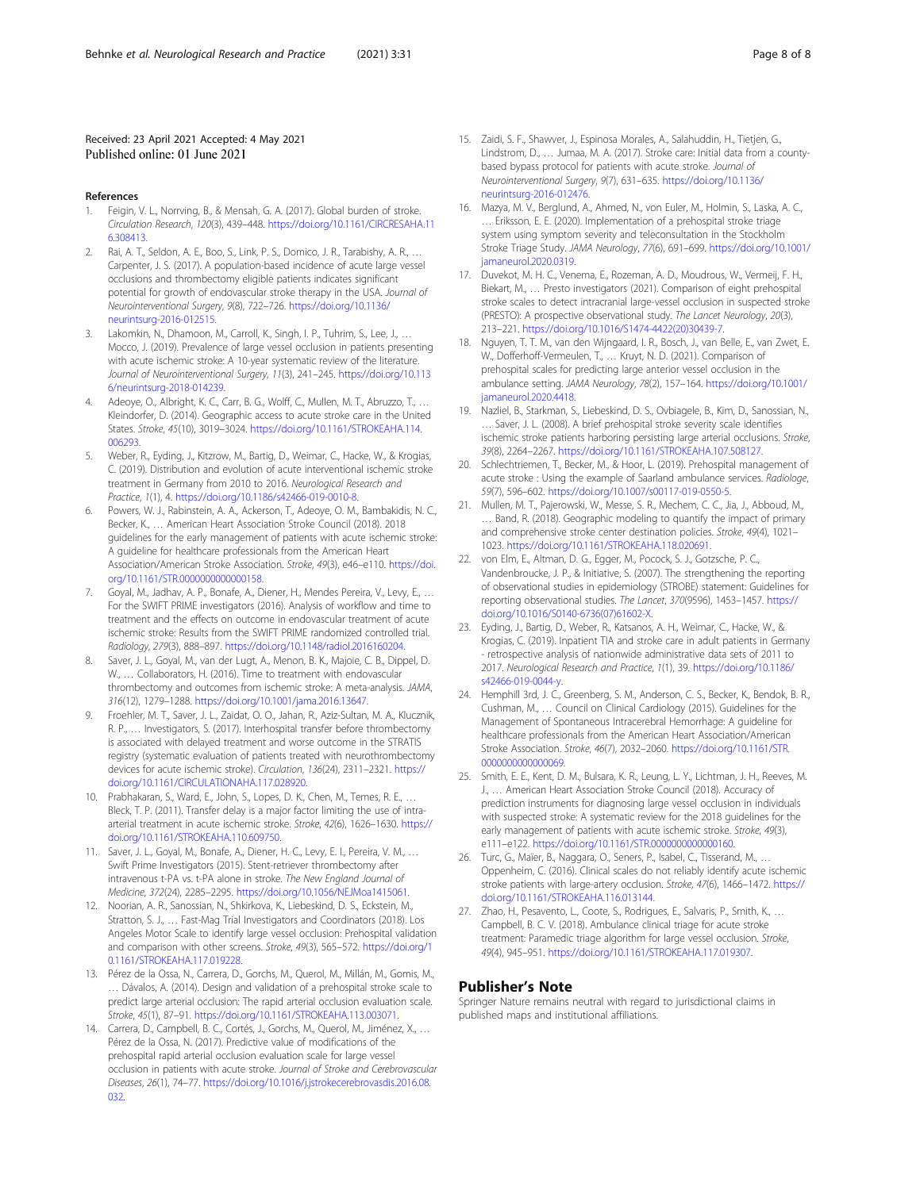Received: 23 April 2021 Accepted: 4 May 2021
Published online: 01 June 2021

## References

1. Feigin, V. L., Norrving, B., & Mensah, G. A. (2017). Global burden of stroke. *Circulation Research*, *120*(3), 439–448. https://doi.org/10.1161/CIRCRESAHA.116.308413.
2. Rai, A. T., Seldon, A. E., Boo, S., Link, P. S., Domico, J. R., Tarabishy, A. R., … Carpenter, J. S. (2017). A population-based incidence of acute large vessel occlusions and thrombectomy eligible patients indicates significant potential for growth of endovascular stroke therapy in the USA. *Journal of Neurointerventional Surgery*, *9*(8), 722–726. https://doi.org/10.1136/neurintsurg-2016-012515.
3. Lakomkin, N., Dhamoon, M., Carroll, K., Singh, I. P., Tuhrim, S., Lee, J., … Mocco, J. (2019). Prevalence of large vessel occlusion in patients presenting with acute ischemic stroke: A 10-year systematic review of the literature. *Journal of Neurointerventional Surgery*, *11*(3), 241–245. https://doi.org/10.1136/neurintsurg-2018-014239.
4. Adeoye, O., Albright, K. C., Carr, B. G., Wolff, C., Mullen, M. T., Abruzzo, T., … Kleindorfer, D. (2014). Geographic access to acute stroke care in the United States. *Stroke*, *45*(10), 3019–3024. https://doi.org/10.1161/STROKEAHA.114.006293.
5. Weber, R., Eyding, J., Kitzrow, M., Bartig, D., Weimar, C., Hacke, W., & Krogias, C. (2019). Distribution and evolution of acute interventional ischemic stroke treatment in Germany from 2010 to 2016. *Neurological Research and Practice*, *1*(1), 4. https://doi.org/10.1186/s42466-019-0010-8.
6. Powers, W. J., Rabinstein, A. A., Ackerson, T., Adeoye, O. M., Bambakidis, N. C., Becker, K., … American Heart Association Stroke Council (2018). 2018 guidelines for the early management of patients with acute ischemic stroke: A guideline for healthcare professionals from the American Heart Association/American Stroke Association. *Stroke*, *49*(3), e46–e110. https://doi.org/10.1161/STR.0000000000000158.
7. Goyal, M., Jadhav, A. P., Bonafe, A., Diener, H., Mendes Pereira, V., Levy, E., … For the SWIFT PRIME investigators (2016). Analysis of workflow and time to treatment and the effects on outcome in endovascular treatment of acute ischemic stroke: Results from the SWIFT PRIME randomized controlled trial. *Radiology*, *279*(3), 888–897. https://doi.org/10.1148/radiol.2016160204.
8. Saver, J. L., Goyal, M., van der Lugt, A., Menon, B. K., Majoie, C. B., Dippel, D. W., … Collaborators, H. (2016). Time to treatment with endovascular thrombectomy and outcomes from ischemic stroke: A meta-analysis. *JAMA*, *316*(12), 1279–1288. https://doi.org/10.1001/jama.2016.13647.
9. Froehler, M. T., Saver, J. L., Zaidat, O. O., Jahan, R., Aziz-Sultan, M. A., Klucznik, R. P., … Investigators, S. (2017). Interhospital transfer before thrombectomy is associated with delayed treatment and worse outcome in the STRATIS registry (systematic evaluation of patients treated with neurothrombectomy devices for acute ischemic stroke). *Circulation*, *136*(24), 2311–2321. https://doi.org/10.1161/CIRCULATIONAHA.117.028920.
10. Prabhakaran, S., Ward, E., John, S., Lopes, D. K., Chen, M., Temes, R. E., … Bleck, T. P. (2011). Transfer delay is a major factor limiting the use of intra-arterial treatment in acute ischemic stroke. *Stroke*, *42*(6), 1626–1630. https://doi.org/10.1161/STROKEAHA.110.609750.
11. Saver, J. L., Goyal, M., Bonafe, A., Diener, H. C., Levy, E. I., Pereira, V. M., … Swift Prime Investigators (2015). Stent-retriever thrombectomy after intravenous t-PA vs. t-PA alone in stroke. *The New England Journal of Medicine*, *372*(24), 2285–2295. https://doi.org/10.1056/NEJMoa1415061.
12. Noorian, A. R., Sanossian, N., Shkirkova, K., Liebeskind, D. S., Eckstein, M., Stratton, S. J., … Fast-Mag Trial Investigators and Coordinators (2018). Los Angeles Motor Scale to identify large vessel occlusion: Prehospital validation and comparison with other screens. *Stroke*, *49*(3), 565–572. https://doi.org/10.1161/STROKEAHA.117.019228.
13. Pérez de la Ossa, N., Carrera, D., Gorchs, M., Querol, M., Millán, M., Gomis, M., … Dávalos, A. (2014). Design and validation of a prehospital stroke scale to predict large arterial occlusion: The rapid arterial occlusion evaluation scale. *Stroke*, *45*(1), 87–91. https://doi.org/10.1161/STROKEAHA.113.003071.
14. Carrera, D., Campbell, B. C. V., Cortés, J., Gorchs, M., Querol, M., Jiménez, X., … Pérez de la Ossa, N. (2017). Predictive value of modifications of the prehospital rapid arterial occlusion evaluation scale for large vessel occlusion in patients with acute stroke. *Journal of Stroke and Cerebrovascular Diseases*, *26*(1), 74–77. https://doi.org/10.1016/j.jstrokecerebrovasdis.2016.08.032.
15. Zaidi, S. F., Shawver, J., Espinosa Morales, A., Salahuddin, H., Tietjen, G., Lindstrom, D., … Jumaa, M. A. (2017). Stroke care: Initial data from a county-based bypass protocol for patients with acute stroke. *Journal of Neurointerventional Surgery*, *9*(7), 631–635. https://doi.org/10.1136/neurintsurg-2016-012476.
16. Mazya, M. V., Berglund, A., Ahmed, N., von Euler, M., Holmin, S., Laska, A. C., … Eriksson, E. E. (2020). Implementation of a prehospital stroke triage system using symptom severity and teleconsultation in the Stockholm Stroke Triage Study. *JAMA Neurology*, *77*(6), 691–699. https://doi.org/10.1001/jamaneurol.2020.0319.
17. Duvekot, M. H. C., Venema, E., Rozeman, A. D., Moudrous, W., Vermeij, F. H., Biekart, M., … Presto investigators (2021). Comparison of eight prehospital stroke scales to detect intracranial large-vessel occlusion in suspected stroke (PRESTO): A prospective observational study. *The Lancet Neurology*, *20*(3), 213–221. https://doi.org/10.1016/S1474-4422(20)30439-7.
18. Nguyen, T. T. M., van den Wijngaard, I. R., Bosch, J., van Belle, E., van Zwet, E. W., Dofferhoff-Vermeulen, T., … Kruyt, N. D. (2021). Comparison of prehospital scales for predicting large anterior vessel occlusion in the ambulance setting. *JAMA Neurology*, *78*(2), 157–164. https://doi.org/10.1001/jamaneurol.2020.4418.
19. Nazliel, B., Starkman, S., Liebeskind, D. S., Ovbiagele, B., Kim, D., Sanossian, N., … Saver, J. L. (2008). A brief prehospital stroke severity scale identifies ischemic stroke patients harboring persisting large arterial occlusions. *Stroke*, *39*(8), 2264–2267. https://doi.org/10.1161/STROKEAHA.107.508127.
20. Schlechtriemen, T., Becker, M., & Hoor, L. (2019). Prehospital management of acute stroke : Using the example of Saarland ambulance services. *Radiologe*, *59*(7), 596–602. https://doi.org/10.1007/s00117-019-0550-5.
21. Mullen, M. T., Pajerowski, W., Messe, S. R., Mechem, C. C., Jia, J., Abboud, M., … Band, R. (2018). Geographic modeling to quantify the impact of primary and comprehensive stroke center destination policies. *Stroke*, *49*(4), 1021–1023. https://doi.org/10.1161/STROKEAHA.118.020691.
22. von Elm, E., Altman, D. G., Egger, M., Pocock, S. J., Gotzsche, P. C., Vandenbroucke, J. P., & Initiative, S. (2007). The strengthening the reporting of observational studies in epidemiology (STROBE) statement: Guidelines for reporting observational studies. *The Lancet*, *370*(9596), 1453–1457. https://doi.org/10.1016/S0140-6736(07)61602-X.
23. Eyding, J., Bartig, D., Weber, R., Katsanos, A. H., Weimar, C., Hacke, W., & Krogias, C. (2019). Inpatient TIA and stroke care in adult patients in Germany - retrospective analysis of nationwide administrative data sets of 2011 to 2017. *Neurological Research and Practice*, *1*(1), 39. https://doi.org/10.1186/s42466-019-0044-y.
24. Hemphill 3rd, J. C., Greenberg, S. M., Anderson, C. S., Becker, K., Bendok, B. R., Cushman, M., … Council on Clinical Cardiology (2015). Guidelines for the Management of Spontaneous Intracerebral Hemorrhage: A guideline for healthcare professionals from the American Heart Association/American Stroke Association. *Stroke*, *46*(7), 2032–2060. https://doi.org/10.1161/STR.0000000000000069.
25. Smith, E. E., Kent, D. M., Bulsara, K. R., Leung, L. Y., Lichtman, J. H., Reeves, M. J., … American Heart Association Stroke Council (2018). Accuracy of prediction instruments for diagnosing large vessel occlusion in individuals with suspected stroke: A systematic review for the 2018 guidelines for the early management of patients with acute ischemic stroke. *Stroke*, *49*(3), e111–e122. https://doi.org/10.1161/STR.0000000000000160.
26. Turc, G., Maïer, B., Naggara, O., Seners, P., Isabel, C., Tisserand, M., … Oppenheim, C. (2016). Clinical scales do not reliably identify acute ischemic stroke patients with large-artery occlusion. *Stroke*, *47*(6), 1466–1472. https://doi.org/10.1161/STROKEAHA.116.013144.
27. Zhao, H., Pesavento, L., Coote, S., Rodrigues, E., Salvaris, P., Smith, K., … Campbell, B. C. V. (2018). Ambulance clinical triage for acute stroke treatment: Paramedic triage algorithm for large vessel occlusion. *Stroke*, *49*(4), 945–951. https://doi.org/10.1161/STROKEAHA.117.019307.

## Publisher's Note

Springer Nature remains neutral with regard to jurisdictional claims in published maps and institutional affiliations.